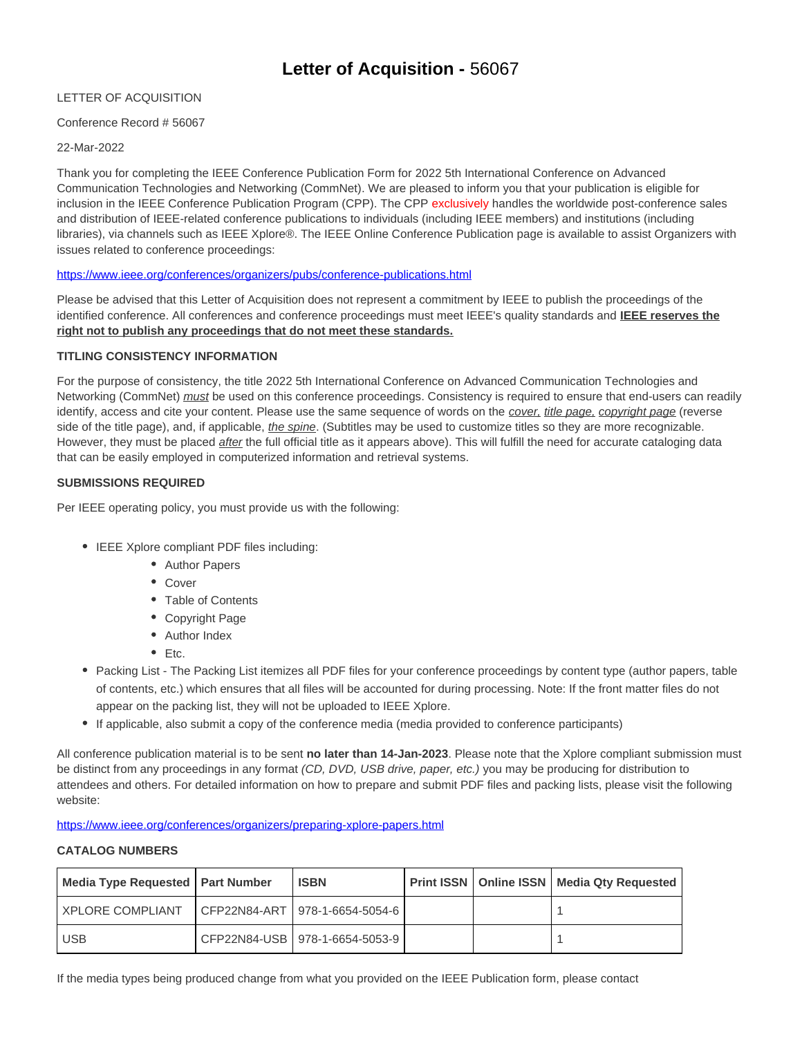# **Letter of Acquisition -** 56067

LETTER OF ACQUISITION

Conference Record # 56067

22-Mar-2022

Thank you for completing the IEEE Conference Publication Form for 2022 5th International Conference on Advanced Communication Technologies and Networking (CommNet). We are pleased to inform you that your publication is eligible for inclusion in the IEEE Conference Publication Program (CPP). The CPP exclusively handles the worldwide post-conference sales and distribution of IEEE-related conference publications to individuals (including IEEE members) and institutions (including libraries), via channels such as IEEE Xplore®. The IEEE Online Conference Publication page is available to assist Organizers with issues related to conference proceedings:

https://www.ieee.org/conferences/organizers/pubs/conference-publications.html

Please be advised that this Letter of Acquisition does not represent a commitment by IEEE to publish the proceedings of the identified conference. All conferences and conference proceedings must meet IEEE's quality standards and **IEEE reserves the right not to publish any proceedings that do not meet these standards.**

**TITLING CONSISTENCY INFORMATION**

For the purpose of consistency, the title 2022 5th International Conference on Advanced Communication Technologies and Networking (CommNet) *must* be used on this conference proceedings. Consistency is required to ensure that end-users can readily identify, access and cite your content. Please use the same sequence of words on the *cover, title page, copyright page* (reverse side of the title page), and, if applicable, *the spine*. (Subtitles may be used to customize titles so they are more recognizable. However, they must be placed *after* the full official title as it appears above). This will fulfill the need for accurate cataloging data that can be easily employed in computerized information and retrieval systems.

**SUBMISSIONS REQUIRED**

Per IEEE operating policy, you must provide us with the following:

- IEEE Xplore compliant PDF files including:
  - Author Papers
  - Cover
  - Table of Contents
  - Copyright Page
  - Author Index
  - Etc.
- Packing List - The Packing List itemizes all PDF files for your conference proceedings by content type (author papers, table of contents, etc.) which ensures that all files will be accounted for during processing. Note: If the front matter files do not appear on the packing list, they will not be uploaded to IEEE Xplore.
- If applicable, also submit a copy of the conference media (media provided to conference participants)

All conference publication material is to be sent **no later than 14-Jan-2023**. Please note that the Xplore compliant submission must be distinct from any proceedings in any format *(CD, DVD, USB drive, paper, etc.)* you may be producing for distribution to attendees and others. For detailed information on how to prepare and submit PDF files and packing lists, please visit the following website:

https://www.ieee.org/conferences/organizers/preparing-xplore-papers.html

**CATALOG NUMBERS**

| Media Type Requested | Part Number | ISBN | Print ISSN | Online ISSN | Media Qty Requested |
|---|---|---|---|---|---|
| XPLORE COMPLIANT | CFP22N84-ART | 978-1-6654-5054-6 | | | 1 |
| USB | CFP22N84-USB | 978-1-6654-5053-9 | | | 1 |

If the media types being produced change from what you provided on the IEEE Publication form, please contact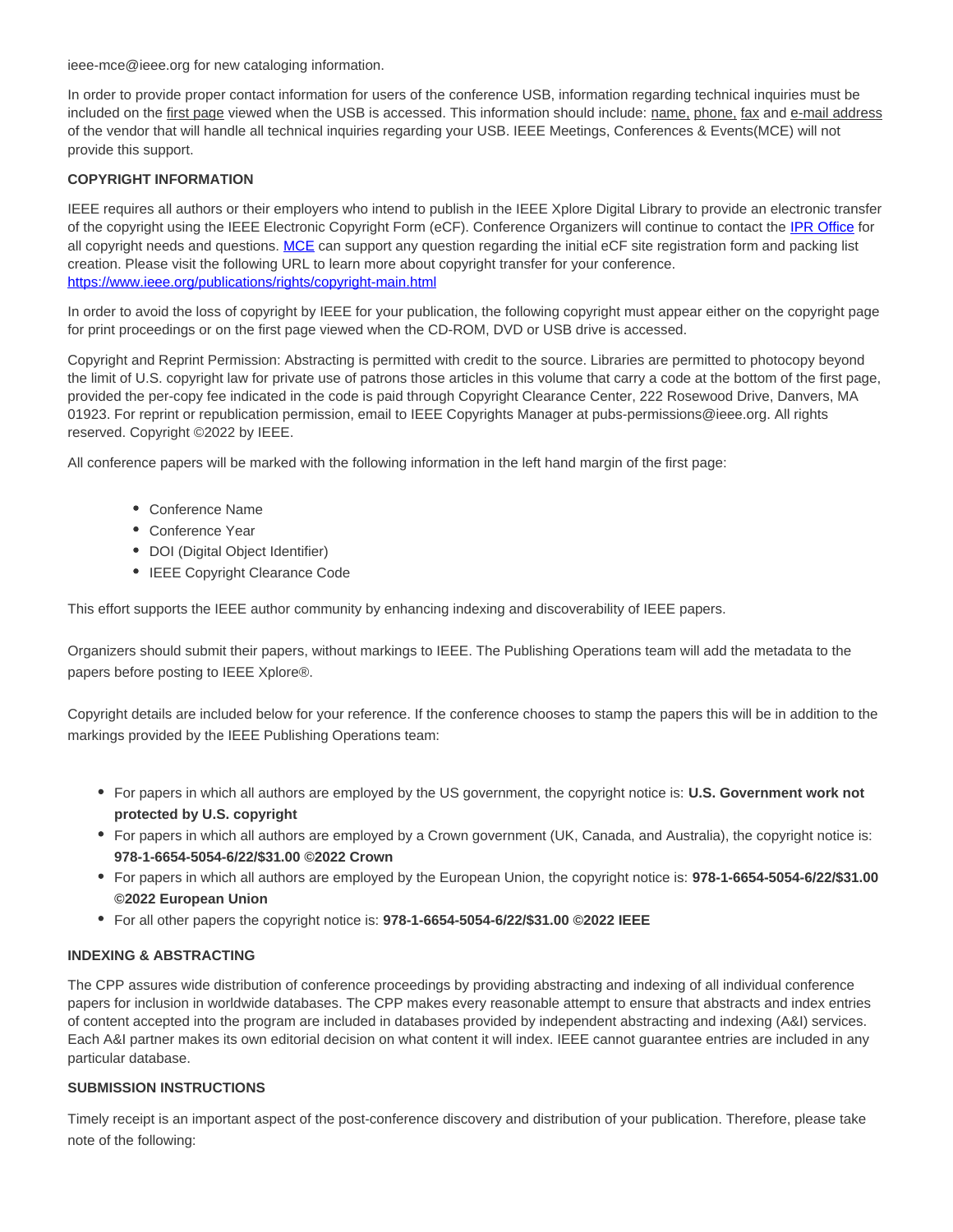ieee-mce@ieee.org for new cataloging information.

In order to provide proper contact information for users of the conference USB, information regarding technical inquiries must be included on the first page viewed when the USB is accessed. This information should include: name, phone, fax and e-mail address of the vendor that will handle all technical inquiries regarding your USB. IEEE Meetings, Conferences & Events(MCE) will not provide this support.

**COPYRIGHT INFORMATION**

IEEE requires all authors or their employers who intend to publish in the IEEE Xplore Digital Library to provide an electronic transfer of the copyright using the IEEE Electronic Copyright Form (eCF). Conference Organizers will continue to contact the IPR Office for all copyright needs and questions. MCE can support any question regarding the initial eCF site registration form and packing list creation. Please visit the following URL to learn more about copyright transfer for your conference. https://www.ieee.org/publications/rights/copyright-main.html

In order to avoid the loss of copyright by IEEE for your publication, the following copyright must appear either on the copyright page for print proceedings or on the first page viewed when the CD-ROM, DVD or USB drive is accessed.

Copyright and Reprint Permission: Abstracting is permitted with credit to the source. Libraries are permitted to photocopy beyond the limit of U.S. copyright law for private use of patrons those articles in this volume that carry a code at the bottom of the first page, provided the per-copy fee indicated in the code is paid through Copyright Clearance Center, 222 Rosewood Drive, Danvers, MA 01923. For reprint or republication permission, email to IEEE Copyrights Manager at pubs-permissions@ieee.org. All rights reserved. Copyright ©2022 by IEEE.

All conference papers will be marked with the following information in the left hand margin of the first page:

- Conference Name
- Conference Year
- DOI (Digital Object Identifier)
- IEEE Copyright Clearance Code

This effort supports the IEEE author community by enhancing indexing and discoverability of IEEE papers.

Organizers should submit their papers, without markings to IEEE. The Publishing Operations team will add the metadata to the papers before posting to IEEE Xplore®.

Copyright details are included below for your reference. If the conference chooses to stamp the papers this will be in addition to the markings provided by the IEEE Publishing Operations team:

- For papers in which all authors are employed by the US government, the copyright notice is: **U.S. Government work not protected by U.S. copyright**
- For papers in which all authors are employed by a Crown government (UK, Canada, and Australia), the copyright notice is: **978-1-6654-5054-6/22/$31.00 ©2022 Crown**
- For papers in which all authors are employed by the European Union, the copyright notice is: **978-1-6654-5054-6/22/$31.00 ©2022 European Union**
- For all other papers the copyright notice is: **978-1-6654-5054-6/22/$31.00 ©2022 IEEE**

**INDEXING & ABSTRACTING**

The CPP assures wide distribution of conference proceedings by providing abstracting and indexing of all individual conference papers for inclusion in worldwide databases. The CPP makes every reasonable attempt to ensure that abstracts and index entries of content accepted into the program are included in databases provided by independent abstracting and indexing (A&I) services. Each A&I partner makes its own editorial decision on what content it will index. IEEE cannot guarantee entries are included in any particular database.

**SUBMISSION INSTRUCTIONS**

Timely receipt is an important aspect of the post-conference discovery and distribution of your publication. Therefore, please take note of the following: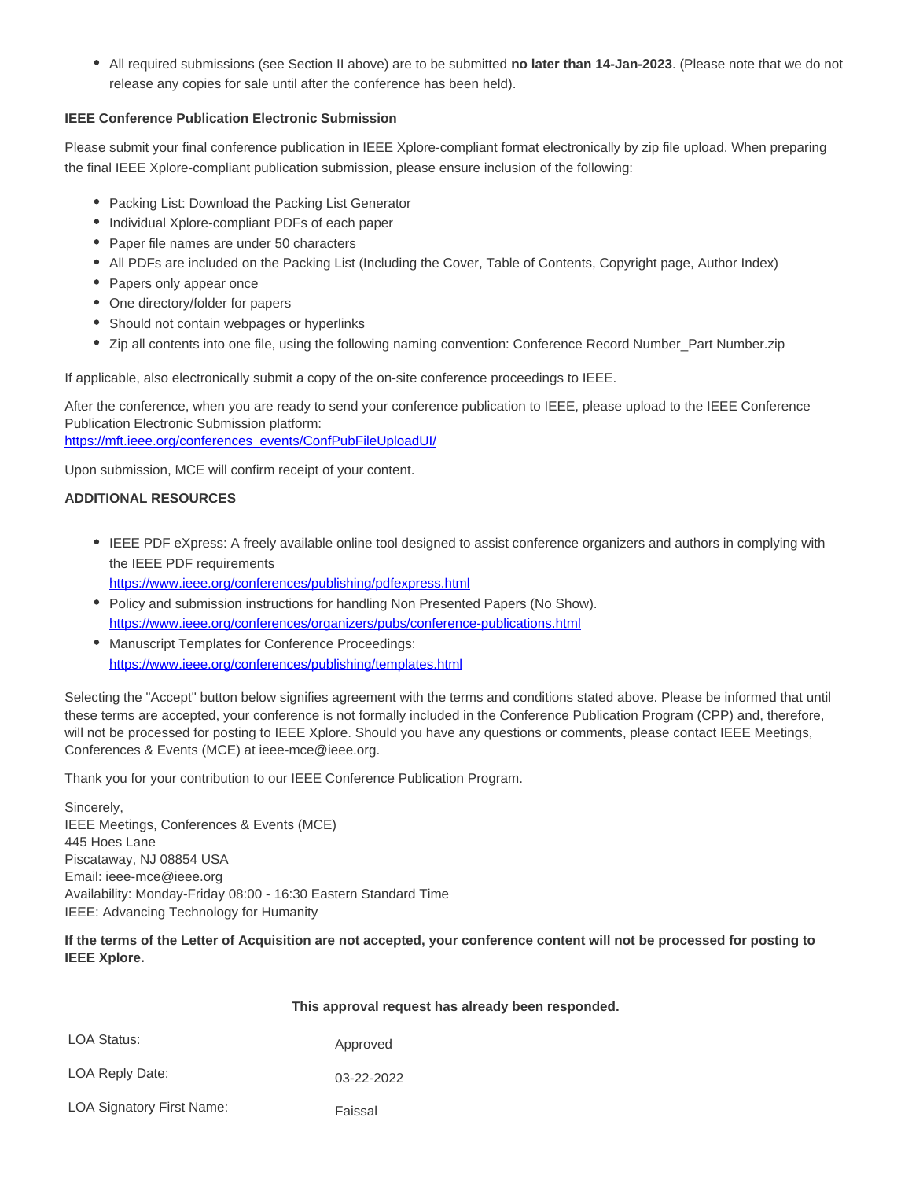- All required submissions (see Section II above) are to be submitted **no later than 14-Jan-2023**. (Please note that we do not release any copies for sale until after the conference has been held).

**IEEE Conference Publication Electronic Submission**

Please submit your final conference publication in IEEE Xplore-compliant format electronically by zip file upload. When preparing the final IEEE Xplore-compliant publication submission, please ensure inclusion of the following:

- Packing List: Download the Packing List Generator
- Individual Xplore-compliant PDFs of each paper
- Paper file names are under 50 characters
- All PDFs are included on the Packing List (Including the Cover, Table of Contents, Copyright page, Author Index)
- Papers only appear once
- One directory/folder for papers
- Should not contain webpages or hyperlinks
- Zip all contents into one file, using the following naming convention: Conference Record Number_Part Number.zip

If applicable, also electronically submit a copy of the on-site conference proceedings to IEEE.

After the conference, when you are ready to send your conference publication to IEEE, please upload to the IEEE Conference Publication Electronic Submission platform:
https://mft.ieee.org/conferences_events/ConfPubFileUploadUI/

Upon submission, MCE will confirm receipt of your content.

**ADDITIONAL RESOURCES**

- IEEE PDF eXpress: A freely available online tool designed to assist conference organizers and authors in complying with the IEEE PDF requirements
  https://www.ieee.org/conferences/publishing/pdfexpress.html
- Policy and submission instructions for handling Non Presented Papers (No Show).
  https://www.ieee.org/conferences/organizers/pubs/conference-publications.html
- Manuscript Templates for Conference Proceedings:
  https://www.ieee.org/conferences/publishing/templates.html

Selecting the "Accept" button below signifies agreement with the terms and conditions stated above. Please be informed that until these terms are accepted, your conference is not formally included in the Conference Publication Program (CPP) and, therefore, will not be processed for posting to IEEE Xplore. Should you have any questions or comments, please contact IEEE Meetings, Conferences & Events (MCE) at ieee-mce@ieee.org.

Thank you for your contribution to our IEEE Conference Publication Program.

Sincerely,
IEEE Meetings, Conferences & Events (MCE)
445 Hoes Lane
Piscataway, NJ 08854 USA
Email: ieee-mce@ieee.org
Availability: Monday-Friday 08:00 - 16:30 Eastern Standard Time
IEEE: Advancing Technology for Humanity

**If the terms of the Letter of Acquisition are not accepted, your conference content will not be processed for posting to IEEE Xplore.**

**This approval request has already been responded.**

| | |
|---|---|
| LOA Status: | Approved |
| LOA Reply Date: | 03-22-2022 |
| LOA Signatory First Name: | Faissal |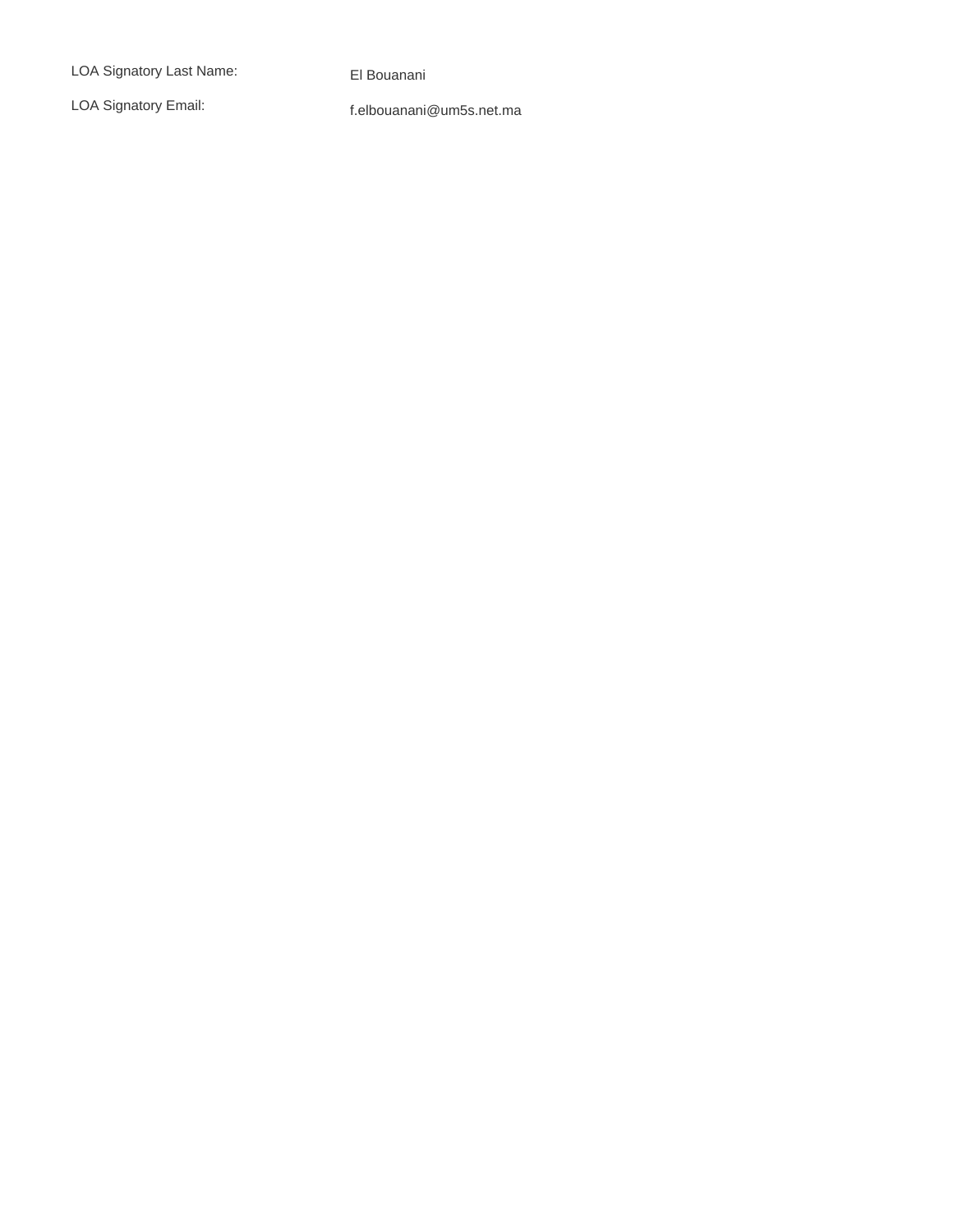| | |
|---|---|
| LOA Signatory Last Name: | El Bouanani |
| LOA Signatory Email: | f.elbouanani@um5s.net.ma |